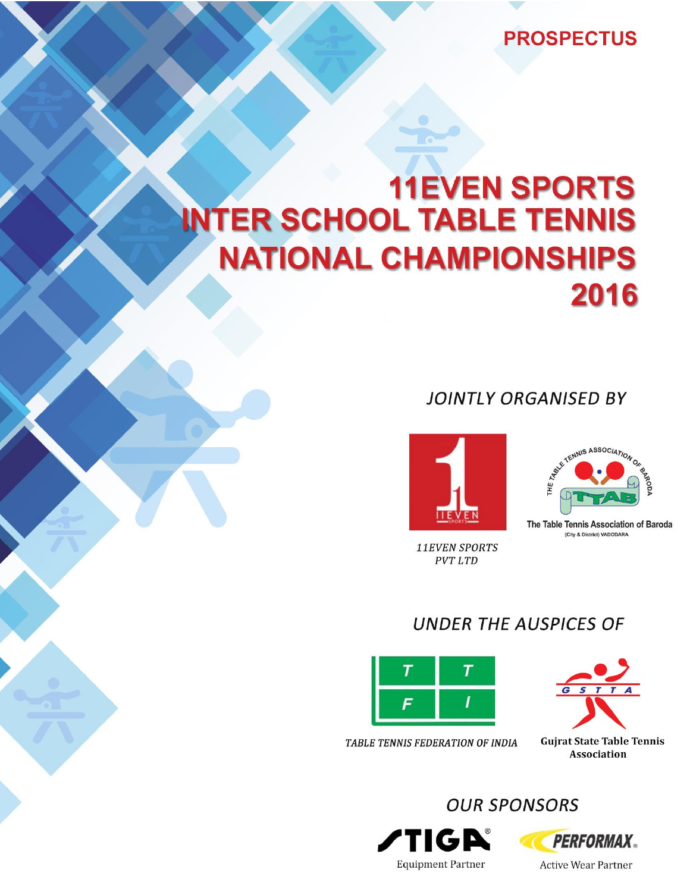PROSPECTUS

# 11EVEN SPORTS INTER SCHOOL TABLE TENNIS NATIONAL CHAMPIONSHIPS 2016

## *JOINTLY ORGANISED BY*

*11EVEN SPORTS PVT LTD*

The Table Tennis Association of Baroda
(City & District) VADODARA

## *UNDER THE AUSPICES OF*

*TABLE TENNIS FEDERATION OF INDIA*

**Gujrat State Table Tennis Association**

## *OUR SPONSORS*

STIGA
Equipment Partner

PERFORMAX
Active Wear Partner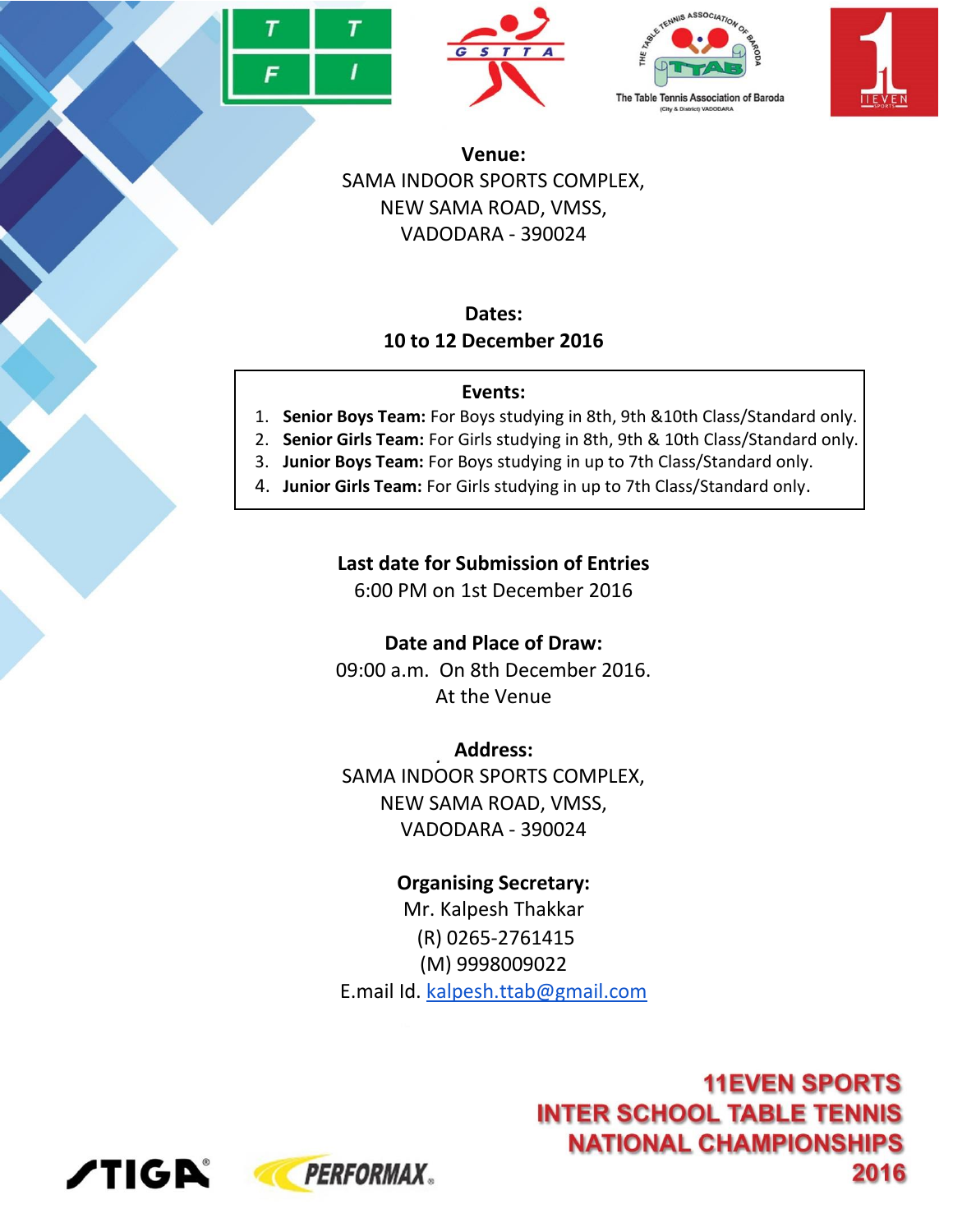**Venue:**
SAMA INDOOR SPORTS COMPLEX,
NEW SAMA ROAD, VMSS,
VADODARA - 390024

**Dates:**
**10 to 12 December 2016**

**Events:**

1. **Senior Boys Team:** For Boys studying in 8th, 9th &10th Class/Standard only.
2. **Senior Girls Team:** For Girls studying in 8th, 9th & 10th Class/Standard only.
3. **Junior Boys Team:** For Boys studying in up to 7th Class/Standard only.
4. **Junior Girls Team:** For Girls studying in up to 7th Class/Standard only.

**Last date for Submission of Entries**
6:00 PM on 1st December 2016

**Date and Place of Draw:**
09:00 a.m. On 8th December 2016.
At the Venue

**Address:**
SAMA INDOOR SPORTS COMPLEX,
NEW SAMA ROAD, VMSS,
VADODARA - 390024

**Organising Secretary:**
Mr. Kalpesh Thakkar
(R) 0265-2761415
(M) 9998009022
E.mail Id. kalpesh.ttab@gmail.com

**11EVEN SPORTS**
**INTER SCHOOL TABLE TENNIS**
**NATIONAL CHAMPIONSHIPS**
**2016**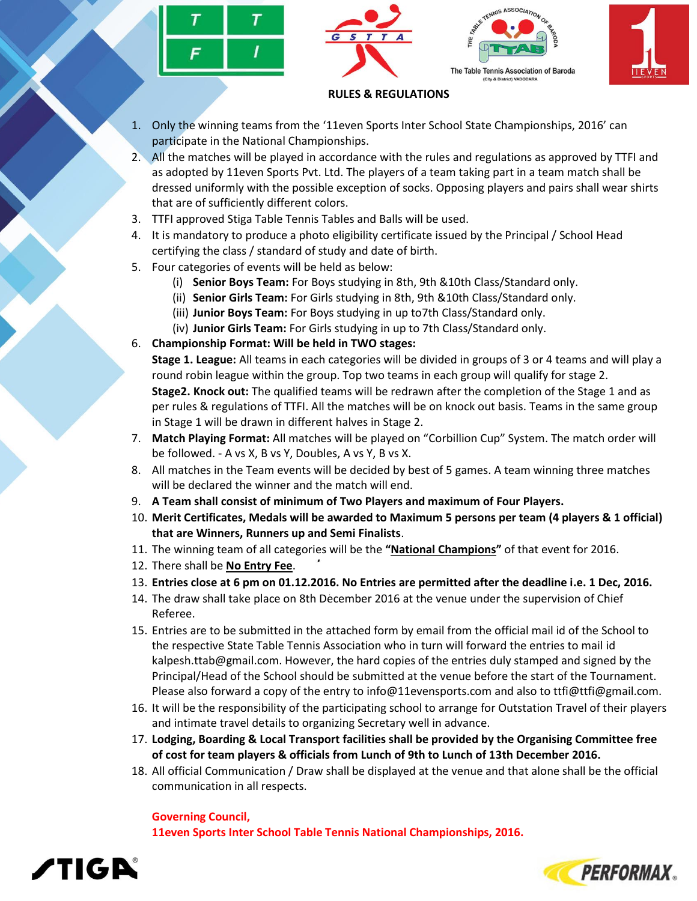The Table Tennis Association of Baroda

(City & District) VADODARA

## RULES & REGULATIONS

1. Only the winning teams from the '11even Sports Inter School State Championships, 2016' can participate in the National Championships.
2. All the matches will be played in accordance with the rules and regulations as approved by TTFI and as adopted by 11even Sports Pvt. Ltd. The players of a team taking part in a team match shall be dressed uniformly with the possible exception of socks. Opposing players and pairs shall wear shirts that are of sufficiently different colors.
3. TTFI approved Stiga Table Tennis Tables and Balls will be used.
4. It is mandatory to produce a photo eligibility certificate issued by the Principal / School Head certifying the class / standard of study and date of birth.
5. Four categories of events will be held as below:
   - (i) **Senior Boys Team:** For Boys studying in 8th, 9th &10th Class/Standard only.
   - (ii) **Senior Girls Team:** For Girls studying in 8th, 9th &10th Class/Standard only.
   - (iii) **Junior Boys Team:** For Boys studying in up to7th Class/Standard only.
   - (iv) **Junior Girls Team:** For Girls studying in up to 7th Class/Standard only.
6. **Championship Format: Will be held in TWO stages:**
   **Stage 1. League:** All teams in each categories will be divided in groups of 3 or 4 teams and will play a round robin league within the group. Top two teams in each group will qualify for stage 2.
   **Stage2. Knock out:** The qualified teams will be redrawn after the completion of the Stage 1 and as per rules & regulations of TTFI. All the matches will be on knock out basis. Teams in the same group in Stage 1 will be drawn in different halves in Stage 2.
7. **Match Playing Format:** All matches will be played on "Corbillion Cup" System. The match order will be followed. - A vs X, B vs Y, Doubles, A vs Y, B vs X.
8. All matches in the Team events will be decided by best of 5 games. A team winning three matches will be declared the winner and the match will end.
9. **A Team shall consist of minimum of Two Players and maximum of Four Players.**
10. **Merit Certificates, Medals will be awarded to Maximum 5 persons per team (4 players & 1 official) that are Winners, Runners up and Semi Finalists**.
11. The winning team of all categories will be the **"National Champions"** of that event for 2016.
12. There shall be **No Entry Fee**.
13. **Entries close at 6 pm on 01.12.2016. No Entries are permitted after the deadline i.e. 1 Dec, 2016.**
14. The draw shall take place on 8th December 2016 at the venue under the supervision of Chief Referee.
15. Entries are to be submitted in the attached form by email from the official mail id of the School to the respective State Table Tennis Association who in turn will forward the entries to mail id kalpesh.ttab@gmail.com. However, the hard copies of the entries duly stamped and signed by the Principal/Head of the School should be submitted at the venue before the start of the Tournament. Please also forward a copy of the entry to info@11evensports.com and also to ttfi@ttfi@gmail.com.
16. It will be the responsibility of the participating school to arrange for Outstation Travel of their players and intimate travel details to organizing Secretary well in advance.
17. **Lodging, Boarding & Local Transport facilities shall be provided by the Organising Committee free of cost for team players & officials from Lunch of 9th to Lunch of 13th December 2016.**
18. All official Communication / Draw shall be displayed at the venue and that alone shall be the official communication in all respects.

**Governing Council,**
**11even Sports Inter School Table Tennis National Championships, 2016.**